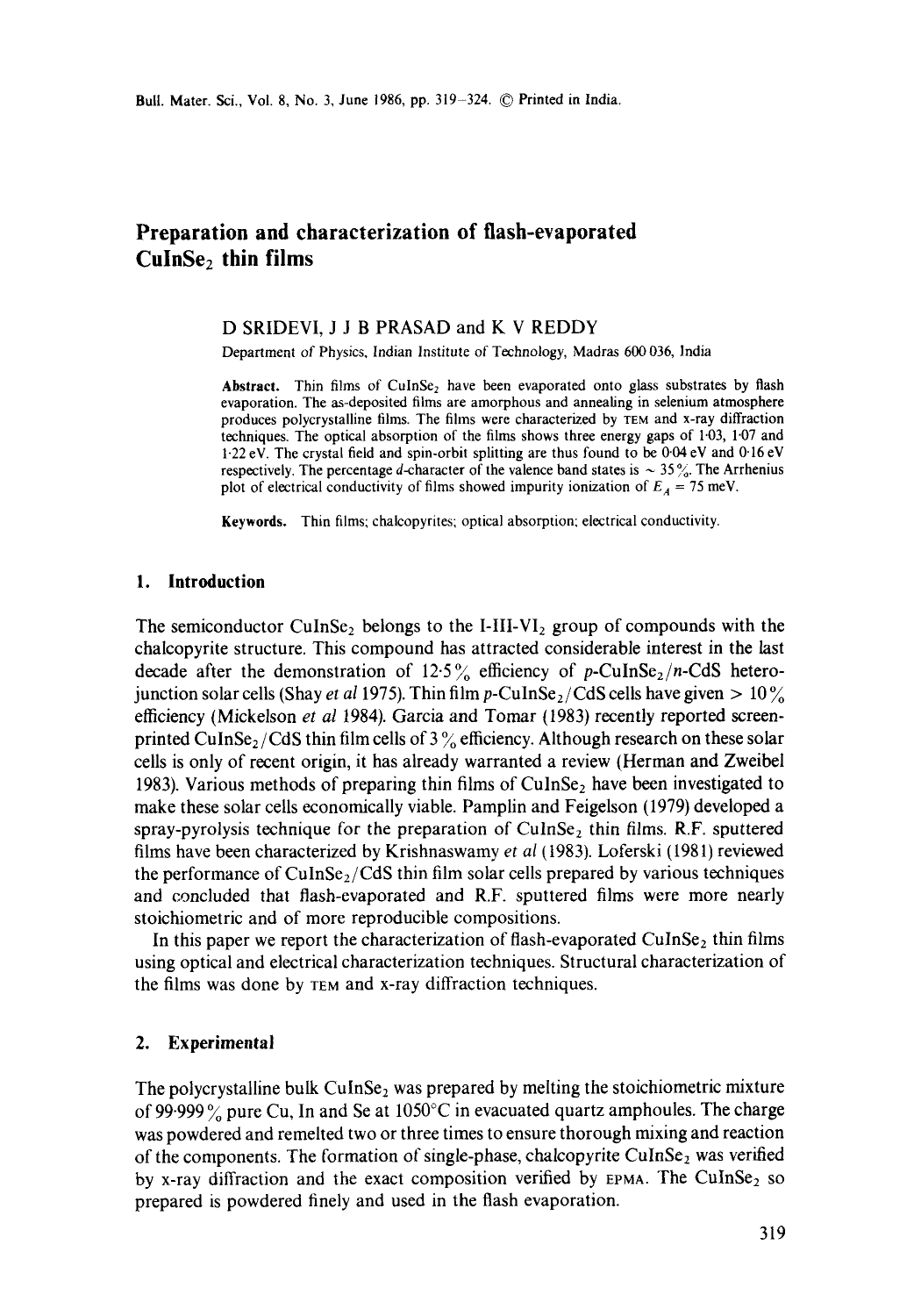# Preparation and characterization of flash-evaporated $CuInSe_2$ thin films

D SRIDEVI, J J B PRASAD and K V REDDY

Department of Physics, Indian Institute of Technology, Madras 600 036, India

**Abstract.** Thin films of $CuInSe_2$ have been evaporated onto glass substrates by flash evaporation. The as-deposited films are amorphous and annealing in selenium atmosphere produces polycrystalline films. The films were characterized by TEM and x-ray diffraction techniques. The optical absorption of the films shows three energy gaps of 1·03, 1·07 and 1·22 eV. The crystal field and spin-orbit splitting are thus found to be 0·04 eV and 0·16 eV respectively. The percentage *d*-character of the valence band states is ~ 35%. The Arrhenius plot of electrical conductivity of films showed impurity ionization of $E_A = 75$ meV.

**Keywords.** Thin films; chalcopyrites; optical absorption; electrical conductivity.

## 1. Introduction

The semiconductor $CuInSe_2$ belongs to the I-III-$VI_2$ group of compounds with the chalcopyrite structure. This compound has attracted considerable interest in the last decade after the demonstration of 12·5% efficiency of *p*-$CuInSe_2$/*n*-CdS heterojunction solar cells (Shay *et al* 1975). Thin film *p*-$CuInSe_2$/CdS cells have given > 10% efficiency (Mickelson *et al* 1984). Garcia and Tomar (1983) recently reported screen-printed $CuInSe_2$/CdS thin film cells of 3% efficiency. Although research on these solar cells is only of recent origin, it has already warranted a review (Herman and Zweibel 1983). Various methods of preparing thin films of $CuInSe_2$ have been investigated to make these solar cells economically viable. Pamplin and Feigelson (1979) developed a spray-pyrolysis technique for the preparation of $CuInSe_2$ thin films. R.F. sputtered films have been characterized by Krishnaswamy *et al* (1983). Loferski (1981) reviewed the performance of $CuInSe_2$/CdS thin film solar cells prepared by various techniques and concluded that flash-evaporated and R.F. sputtered films were more nearly stoichiometric and of more reproducible compositions.

In this paper we report the characterization of flash-evaporated $CuInSe_2$ thin films using optical and electrical characterization techniques. Structural characterization of the films was done by TEM and x-ray diffraction techniques.

## 2. Experimental

The polycrystalline bulk $CuInSe_2$ was prepared by melting the stoichiometric mixture of 99·999% pure Cu, In and Se at 1050°C in evacuated quartz amphoules. The charge was powdered and remelted two or three times to ensure thorough mixing and reaction of the components. The formation of single-phase, chalcopyrite $CuInSe_2$ was verified by x-ray diffraction and the exact composition verified by EPMA. The $CuInSe_2$ so prepared is powdered finely and used in the flash evaporation.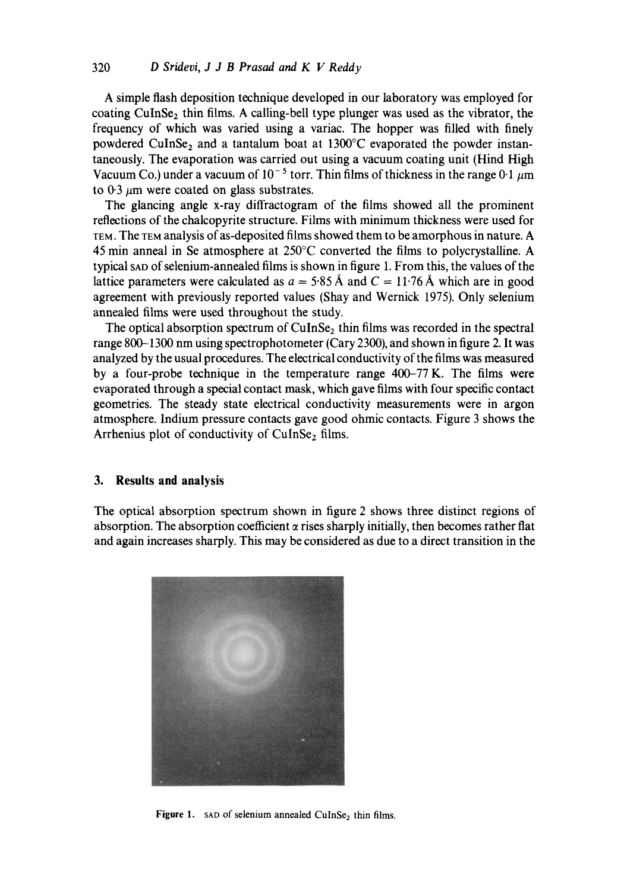A simple flash deposition technique developed in our laboratory was employed for coating $CuInSe_2$ thin films. A calling-bell type plunger was used as the vibrator, the frequency of which was varied using a variac. The hopper was filled with finely powdered $CuInSe_2$ and a tantalum boat at 1300°C evaporated the powder instantaneously. The evaporation was carried out using a vacuum coating unit (Hind High Vacuum Co.) under a vacuum of $10^{-5}$ torr. Thin films of thickness in the range 0·1 $\mu$m to 0·3 $\mu$m were coated on glass substrates.

The glancing angle x-ray diffractogram of the films showed all the prominent reflections of the chalcopyrite structure. Films with minimum thickness were used for TEM. The TEM analysis of as-deposited films showed them to be amorphous in nature. A 45 min anneal in Se atmosphere at 250°C converted the films to polycrystalline. A typical SAD of selenium-annealed films is shown in figure 1. From this, the values of the lattice parameters were calculated as $a = 5{\cdot}85$ Å and $C = 11{\cdot}76$ Å which are in good agreement with previously reported values (Shay and Wernick 1975). Only selenium annealed films were used throughout the study.

The optical absorption spectrum of $CuInSe_2$ thin films was recorded in the spectral range 800–1300 nm using spectrophotometer (Cary 2300), and shown in figure 2. It was analyzed by the usual procedures. The electrical conductivity of the films was measured by a four-probe technique in the temperature range 400–77 K. The films were evaporated through a special contact mask, which gave films with four specific contact geometries. The steady state electrical conductivity measurements were in argon atmosphere. Indium pressure contacts gave good ohmic contacts. Figure 3 shows the Arrhenius plot of conductivity of $CuInSe_2$ films.

## 3. Results and analysis

The optical absorption spectrum shown in figure 2 shows three distinct regions of absorption. The absorption coefficient $\alpha$ rises sharply initially, then becomes rather flat and again increases sharply. This may be considered as due to a direct transition in the

**Figure 1.** SAD of selenium annealed $CuInSe_2$ thin films.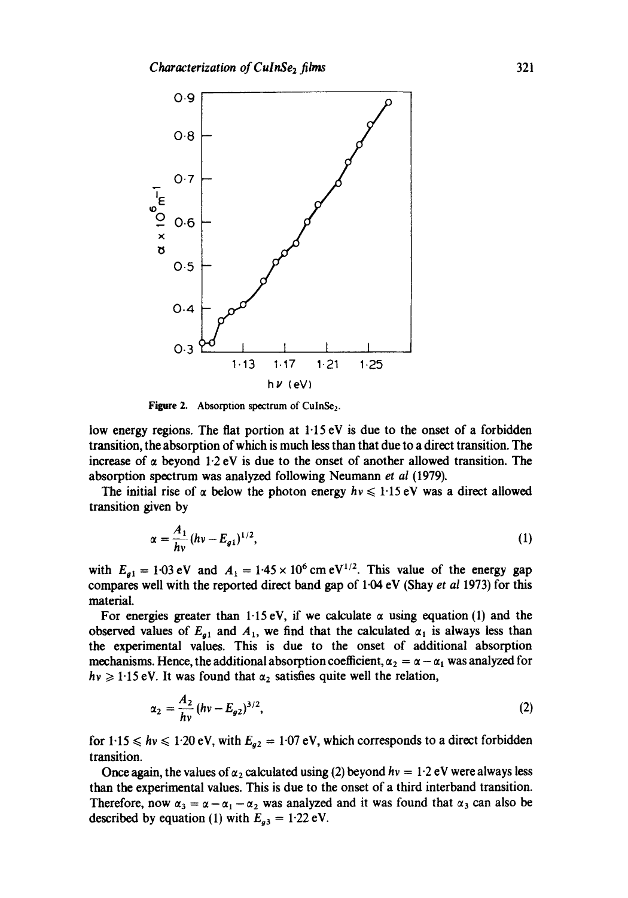Figure 2. Absorption spectrum of $CuInSe_2$.

low energy regions. The flat portion at 1·15 eV is due to the onset of a forbidden transition, the absorption of which is much less than that due to a direct transition. The increase of $\alpha$ beyond 1·2 eV is due to the onset of another allowed transition. The absorption spectrum was analyzed following Neumann *et al* (1979).

The initial rise of $\alpha$ below the photon energy $h\nu \leqslant 1{\cdot}15$ eV was a direct allowed transition given by

$$\alpha = \frac{A_1}{h\nu}(h\nu - E_{g1})^{1/2}, \tag{1}$$

with $E_{g1} = 1{\cdot}03$ eV and $A_1 = 1{\cdot}45 \times 10^6 \text{ cm eV}^{1/2}$. This value of the energy gap compares well with the reported direct band gap of 1·04 eV (Shay *et al* 1973) for this material.

For energies greater than 1·15 eV, if we calculate $\alpha$ using equation (1) and the observed values of $E_{g1}$ and $A_1$, we find that the calculated $\alpha_1$ is always less than the experimental values. This is due to the onset of additional absorption mechanisms. Hence, the additional absorption coefficient, $\alpha_2 = \alpha - \alpha_1$ was analyzed for $h\nu \geqslant 1{\cdot}15$ eV. It was found that $\alpha_2$ satisfies quite well the relation,

$$\alpha_2 = \frac{A_2}{h\nu}(h\nu - E_{g2})^{3/2}, \tag{2}$$

for $1{\cdot}15 \leqslant h\nu \leqslant 1{\cdot}20$ eV, with $E_{g2} = 1{\cdot}07$ eV, which corresponds to a direct forbidden transition.

Once again, the values of $\alpha_2$ calculated using (2) beyond $h\nu = 1{\cdot}2$ eV were always less than the experimental values. This is due to the onset of a third interband transition. Therefore, now $\alpha_3 = \alpha - \alpha_1 - \alpha_2$ was analyzed and it was found that $\alpha_3$ can also be described by equation (1) with $E_{g3} = 1{\cdot}22$ eV.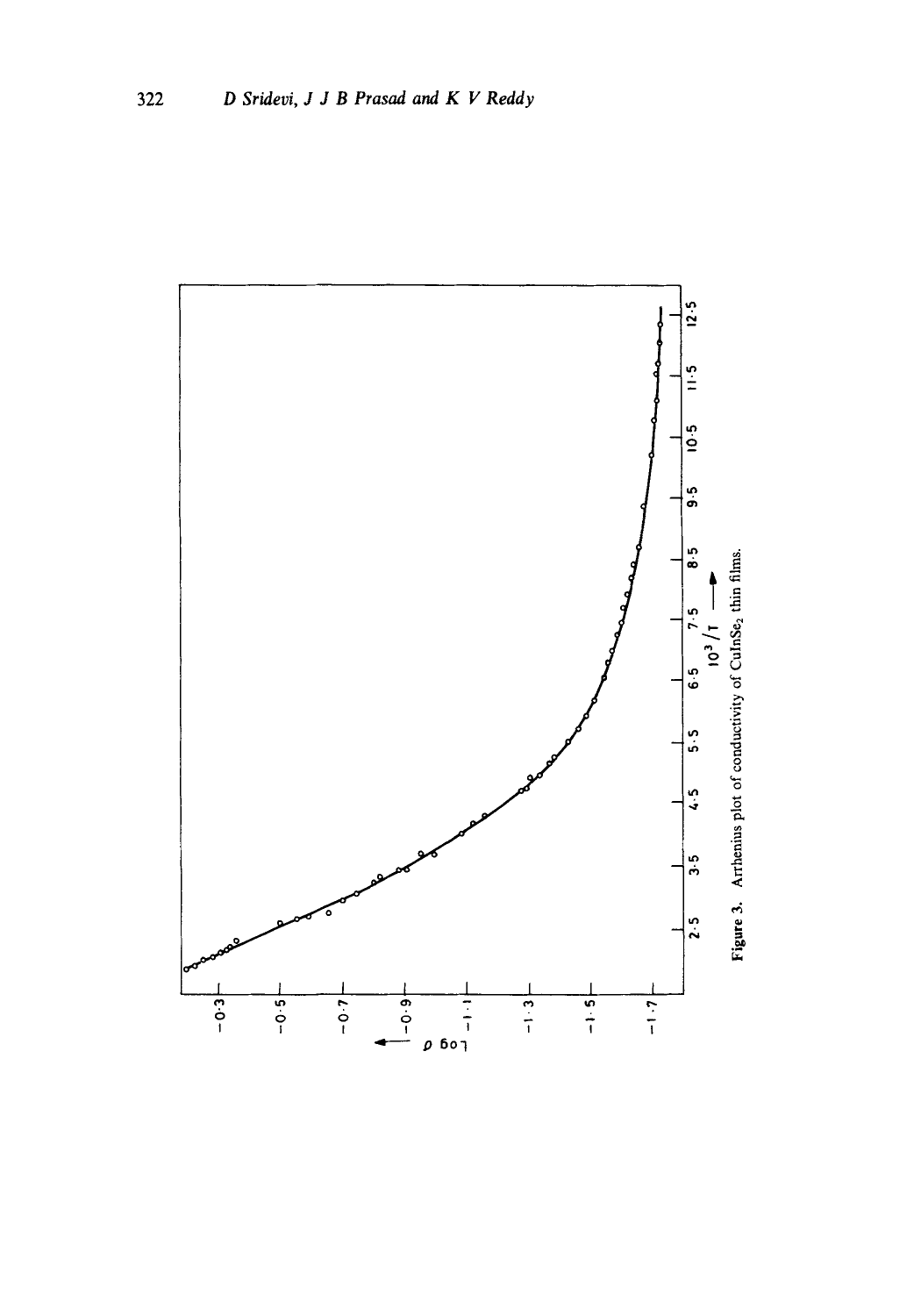**Figure 3.** Arrhenius plot of conductivity of $CuInSe_2$ thin films.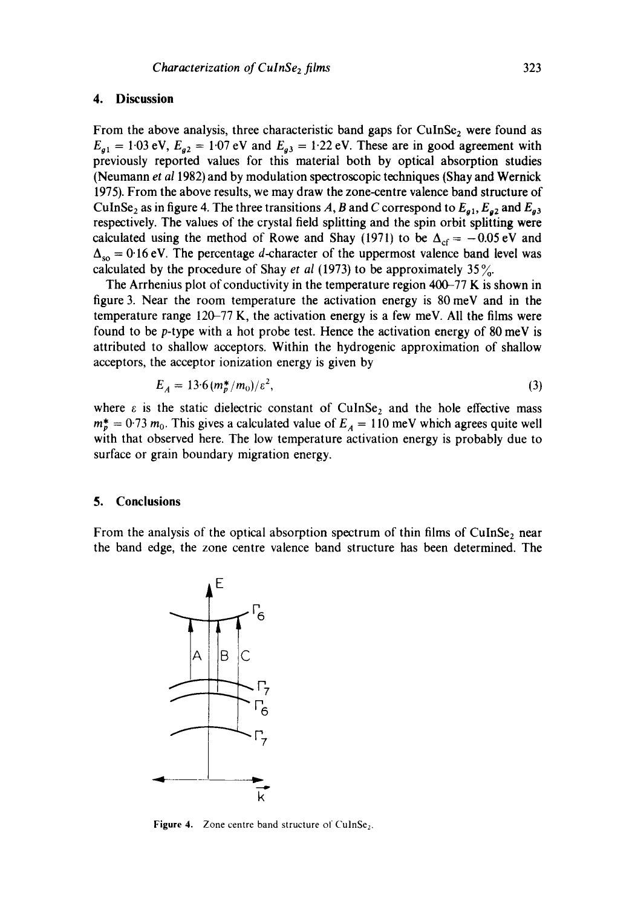## 4. Discussion

From the above analysis, three characteristic band gaps for $CuInSe_2$ were found as $E_{g1} = 1{\cdot}03$ eV, $E_{g2} = 1{\cdot}07$ eV and $E_{g3} = 1{\cdot}22$ eV. These are in good agreement with previously reported values for this material both by optical absorption studies (Neumann *et al* 1982) and by modulation spectroscopic techniques (Shay and Wernick 1975). From the above results, we may draw the zone-centre valence band structure of $CuInSe_2$ as in figure 4. The three transitions $A$, $B$ and $C$ correspond to $E_{g1}$, $E_{g2}$ and $E_{g3}$ respectively. The values of the crystal field splitting and the spin orbit splitting were calculated using the method of Rowe and Shay (1971) to be $\Delta_{cf} = -0.05$ eV and $\Delta_{so} = 0{\cdot}16$ eV. The percentage $d$-character of the uppermost valence band level was calculated by the procedure of Shay *et al* (1973) to be approximately 35%.

The Arrhenius plot of conductivity in the temperature region 400–77 K is shown in figure 3. Near the room temperature the activation energy is 80 meV and in the temperature range 120–77 K, the activation energy is a few meV. All the films were found to be $p$-type with a hot probe test. Hence the activation energy of 80 meV is attributed to shallow acceptors. Within the hydrogenic approximation of shallow acceptors, the acceptor ionization energy is given by

$$E_A = 13{\cdot}6\,(m_p^*/m_0)/\varepsilon^2, \tag{3}$$

where $\varepsilon$ is the static dielectric constant of $CuInSe_2$ and the hole effective mass $m_p^* = 0{\cdot}73\, m_0$. This gives a calculated value of $E_A = 110$ meV which agrees quite well with that observed here. The low temperature activation energy is probably due to surface or grain boundary migration energy.

## 5. Conclusions

From the analysis of the optical absorption spectrum of thin films of $CuInSe_2$ near the band edge, the zone centre valence band structure has been determined. The

Figure 4. Zone centre band structure of $CuInSe_2$.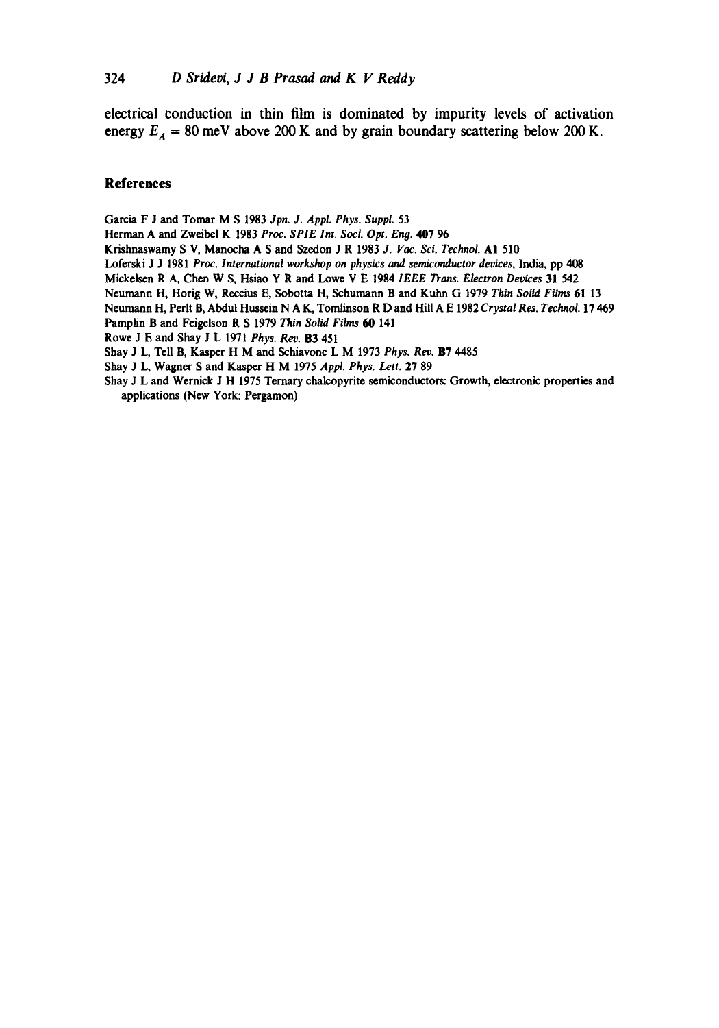electrical conduction in thin film is dominated by impurity levels of activation energy $E_A = 80$ meV above 200 K and by grain boundary scattering below 200 K.

## References

Garcia F J and Tomar M S 1983 *Jpn. J. Appl. Phys. Suppl.* 53

Herman A and Zweibel K 1983 *Proc. SPIE Int. Socl. Opt. Eng.* **407** 96

Krishnaswamy S V, Manocha A S and Szedon J R 1983 *J. Vac. Sci. Technol.* **A1** 510

Loferski J J 1981 *Proc. International workshop on physics and semiconductor devices*, India, pp 408

Mickelsen R A, Chen W S, Hsiao Y R and Lowe V E 1984 *IEEE Trans. Electron Devices* **31** 542

Neumann H, Horig W, Reccius E, Sobotta H, Schumann B and Kuhn G 1979 *Thin Solid Films* **61** 13

Neumann H, Perlt B, Abdul Hussein N A K, Tomlinson R D and Hill A E 1982 *Crystal Res. Technol.* **17** 469

Pamplin B and Feigelson R S 1979 *Thin Solid Films* **60** 141

Rowe J E and Shay J L 1971 *Phys. Rev.* **B3** 451

Shay J L, Tell B, Kasper H M and Schiavone L M 1973 *Phys. Rev.* **B7** 4485

Shay J L, Wagner S and Kasper H M 1975 *Appl. Phys. Lett.* **27** 89

Shay J L and Wernick J H 1975 Ternary chalcopyrite semiconductors: Growth, electronic properties and applications (New York: Pergamon)